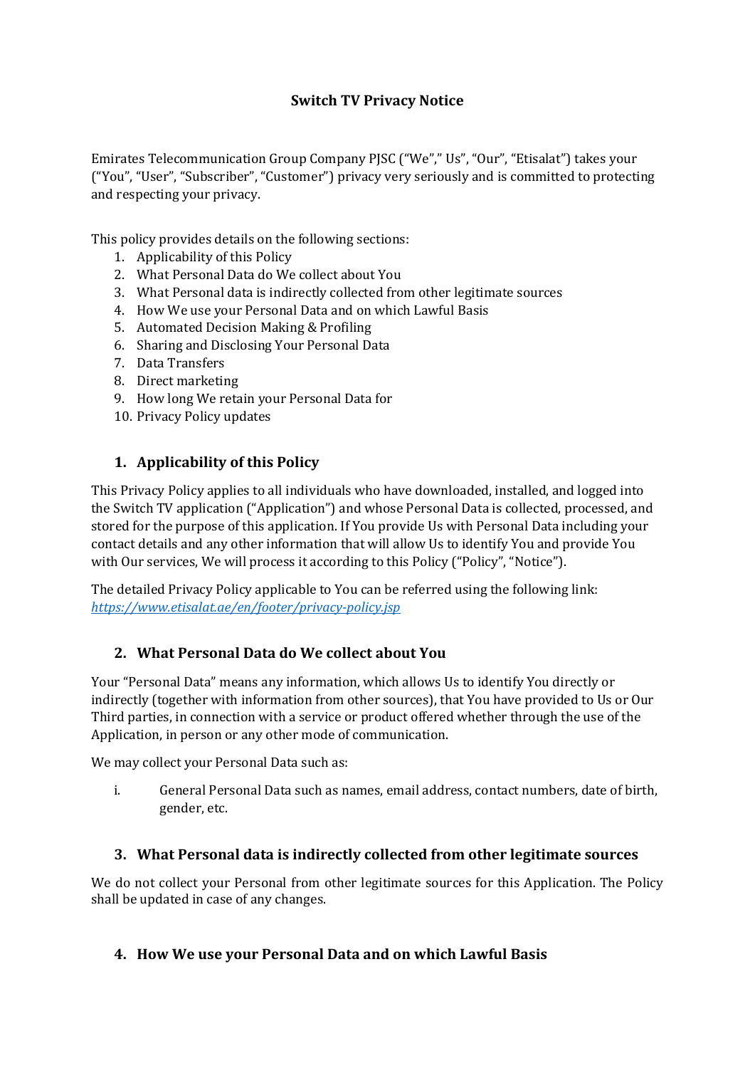# Switch TV Privacy Notice

Emirates Telecommunication Group Company PJSC ("We"," Us", "Our", "Etisalat") takes your ("You", "User", "Subscriber", "Customer") privacy very seriously and is committed to protecting and respecting your privacy.

This policy provides details on the following sections:

1. Applicability of this Policy
2. What Personal Data do We collect about You
3. What Personal data is indirectly collected from other legitimate sources
4. How We use your Personal Data and on which Lawful Basis
5. Automated Decision Making & Profiling
6. Sharing and Disclosing Your Personal Data
7. Data Transfers
8. Direct marketing
9. How long We retain your Personal Data for
10. Privacy Policy updates

## 1. Applicability of this Policy

This Privacy Policy applies to all individuals who have downloaded, installed, and logged into the Switch TV application ("Application") and whose Personal Data is collected, processed, and stored for the purpose of this application. If You provide Us with Personal Data including your contact details and any other information that will allow Us to identify You and provide You with Our services, We will process it according to this Policy ("Policy", "Notice").

The detailed Privacy Policy applicable to You can be referred using the following link: *https://www.etisalat.ae/en/footer/privacy-policy.jsp*

## 2. What Personal Data do We collect about You

Your "Personal Data" means any information, which allows Us to identify You directly or indirectly (together with information from other sources), that You have provided to Us or Our Third parties, in connection with a service or product offered whether through the use of the Application, in person or any other mode of communication.

We may collect your Personal Data such as:

i. General Personal Data such as names, email address, contact numbers, date of birth, gender, etc.

## 3. What Personal data is indirectly collected from other legitimate sources

We do not collect your Personal from other legitimate sources for this Application. The Policy shall be updated in case of any changes.

## 4. How We use your Personal Data and on which Lawful Basis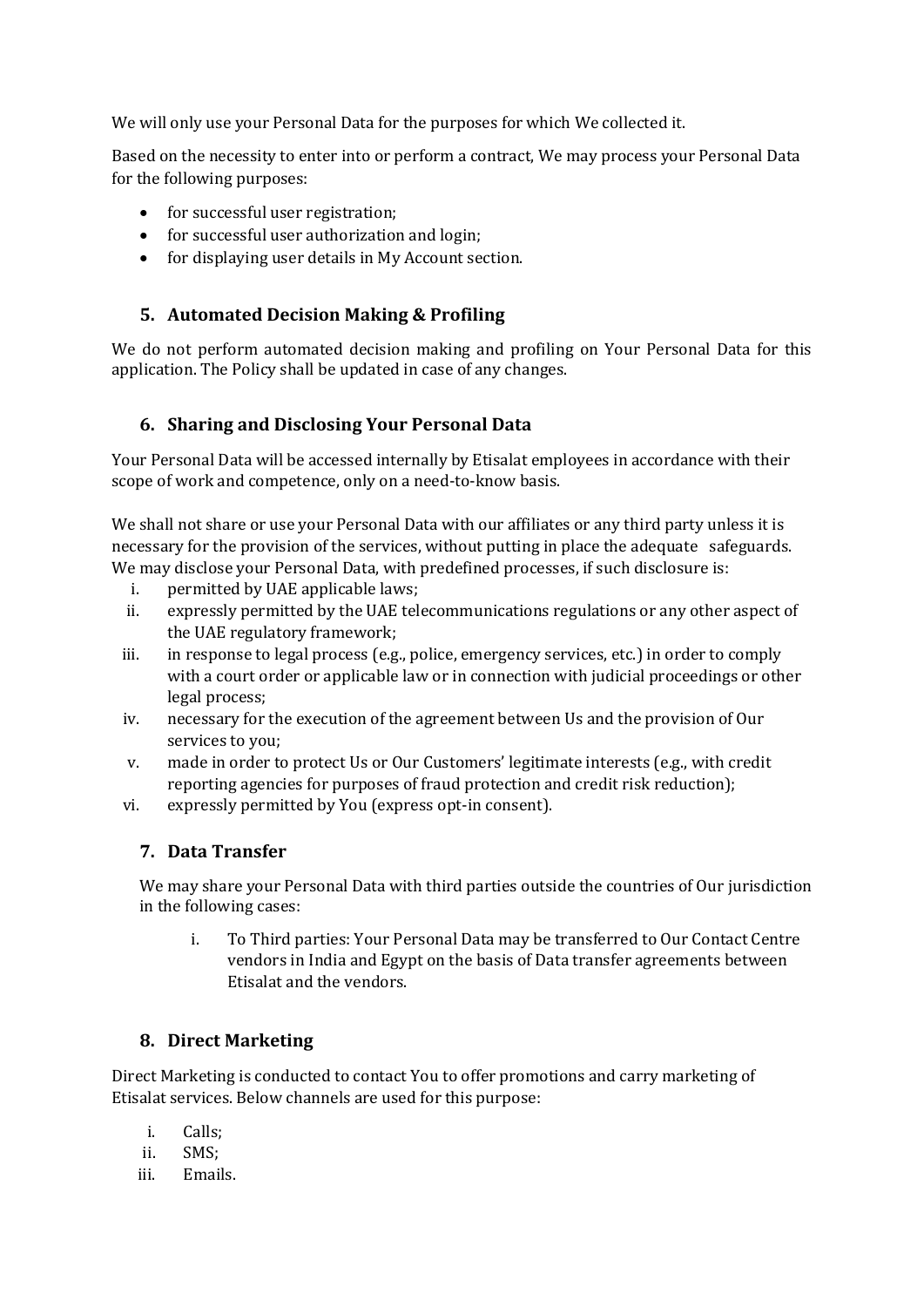We will only use your Personal Data for the purposes for which We collected it.

Based on the necessity to enter into or perform a contract, We may process your Personal Data for the following purposes:

- for successful user registration;
- for successful user authorization and login;
- for displaying user details in My Account section.

## 5. Automated Decision Making & Profiling

We do not perform automated decision making and profiling on Your Personal Data for this application. The Policy shall be updated in case of any changes.

## 6. Sharing and Disclosing Your Personal Data

Your Personal Data will be accessed internally by Etisalat employees in accordance with their scope of work and competence, only on a need-to-know basis.

We shall not share or use your Personal Data with our affiliates or any third party unless it is necessary for the provision of the services, without putting in place the adequate safeguards. We may disclose your Personal Data, with predefined processes, if such disclosure is:

i. permitted by UAE applicable laws;
ii. expressly permitted by the UAE telecommunications regulations or any other aspect of the UAE regulatory framework;
iii. in response to legal process (e.g., police, emergency services, etc.) in order to comply with a court order or applicable law or in connection with judicial proceedings or other legal process;
iv. necessary for the execution of the agreement between Us and the provision of Our services to you;
v. made in order to protect Us or Our Customers' legitimate interests (e.g., with credit reporting agencies for purposes of fraud protection and credit risk reduction);
vi. expressly permitted by You (express opt-in consent).

## 7. Data Transfer

We may share your Personal Data with third parties outside the countries of Our jurisdiction in the following cases:

i. To Third parties: Your Personal Data may be transferred to Our Contact Centre vendors in India and Egypt on the basis of Data transfer agreements between Etisalat and the vendors.

## 8. Direct Marketing

Direct Marketing is conducted to contact You to offer promotions and carry marketing of Etisalat services. Below channels are used for this purpose:

i. Calls;
ii. SMS;
iii. Emails.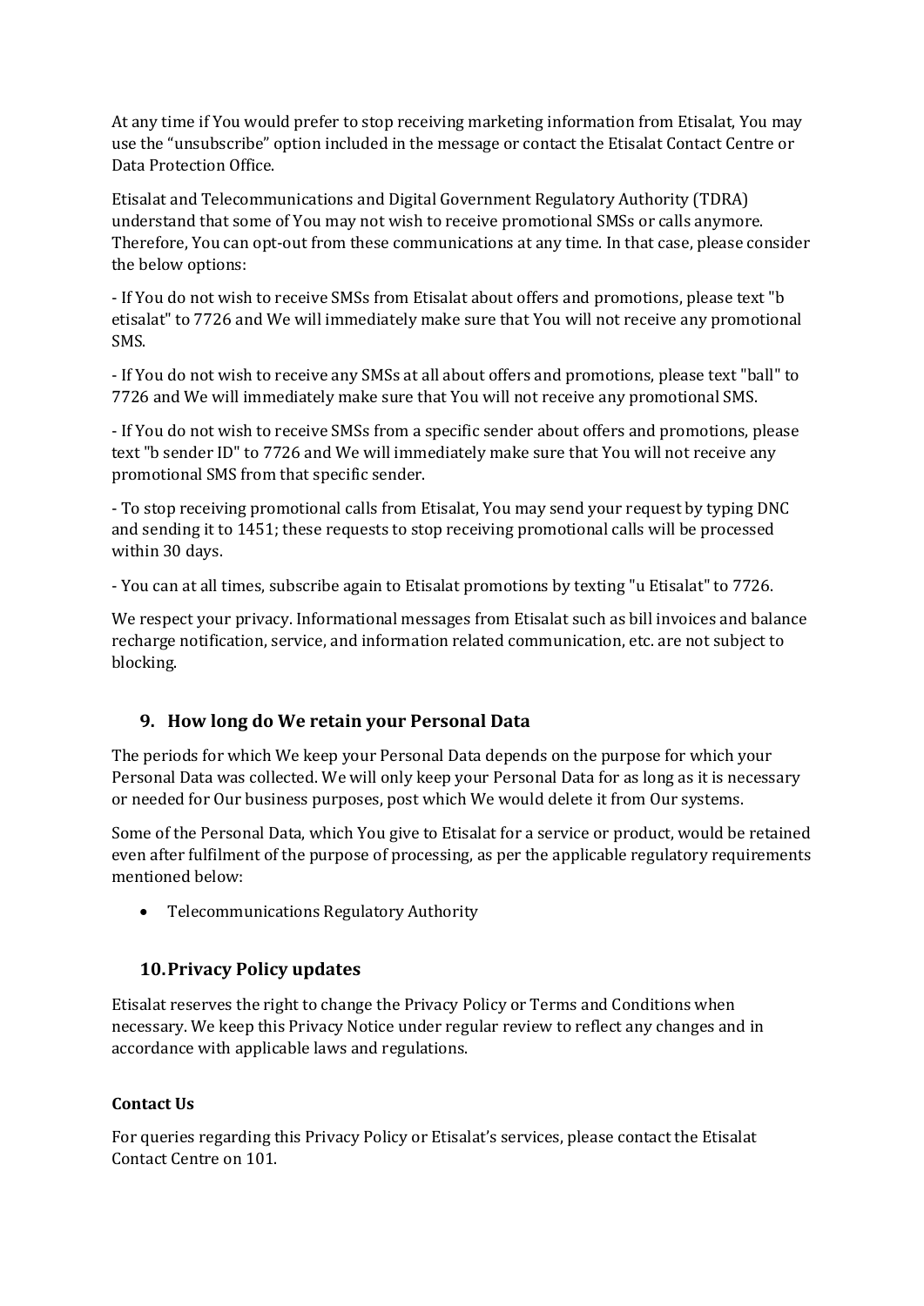At any time if You would prefer to stop receiving marketing information from Etisalat, You may use the "unsubscribe" option included in the message or contact the Etisalat Contact Centre or Data Protection Office.

Etisalat and Telecommunications and Digital Government Regulatory Authority (TDRA) understand that some of You may not wish to receive promotional SMSs or calls anymore. Therefore, You can opt-out from these communications at any time. In that case, please consider the below options:

- If You do not wish to receive SMSs from Etisalat about offers and promotions, please text "b etisalat" to 7726 and We will immediately make sure that You will not receive any promotional SMS.

- If You do not wish to receive any SMSs at all about offers and promotions, please text "ball" to 7726 and We will immediately make sure that You will not receive any promotional SMS.

- If You do not wish to receive SMSs from a specific sender about offers and promotions, please text "b sender ID" to 7726 and We will immediately make sure that You will not receive any promotional SMS from that specific sender.

- To stop receiving promotional calls from Etisalat, You may send your request by typing DNC and sending it to 1451; these requests to stop receiving promotional calls will be processed within 30 days.

- You can at all times, subscribe again to Etisalat promotions by texting "u Etisalat" to 7726.

We respect your privacy. Informational messages from Etisalat such as bill invoices and balance recharge notification, service, and information related communication, etc. are not subject to blocking.

## 9. How long do We retain your Personal Data

The periods for which We keep your Personal Data depends on the purpose for which your Personal Data was collected. We will only keep your Personal Data for as long as it is necessary or needed for Our business purposes, post which We would delete it from Our systems.

Some of the Personal Data, which You give to Etisalat for a service or product, would be retained even after fulfilment of the purpose of processing, as per the applicable regulatory requirements mentioned below:

- Telecommunications Regulatory Authority

## 10. Privacy Policy updates

Etisalat reserves the right to change the Privacy Policy or Terms and Conditions when necessary. We keep this Privacy Notice under regular review to reflect any changes and in accordance with applicable laws and regulations.

**Contact Us**

For queries regarding this Privacy Policy or Etisalat's services, please contact the Etisalat Contact Centre on 101.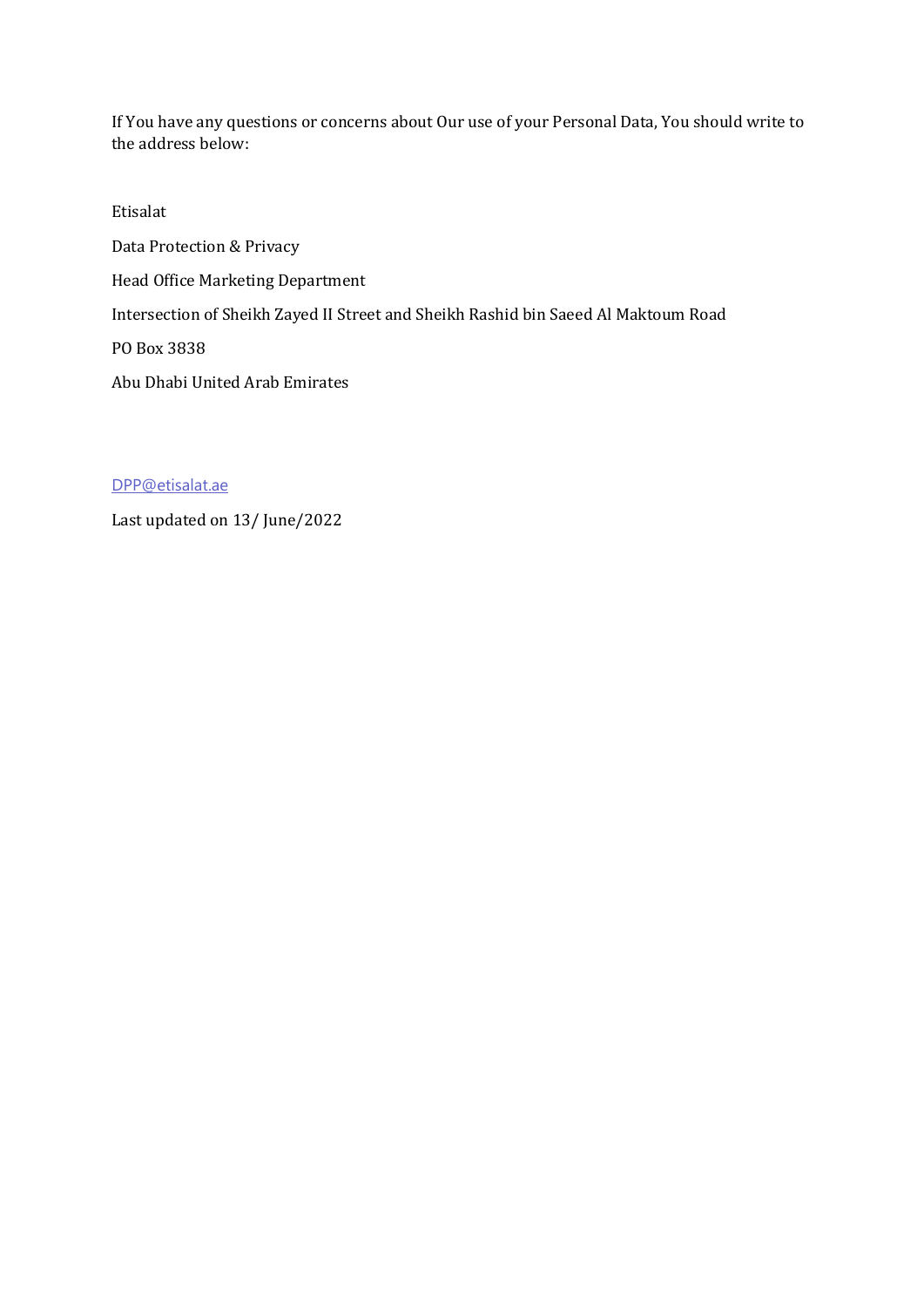If You have any questions or concerns about Our use of your Personal Data, You should write to the address below:

Etisalat

Data Protection & Privacy

Head Office Marketing Department

Intersection of Sheikh Zayed II Street and Sheikh Rashid bin Saeed Al Maktoum Road

PO Box 3838

Abu Dhabi United Arab Emirates

DPP@etisalat.ae

Last updated on 13/ June/2022